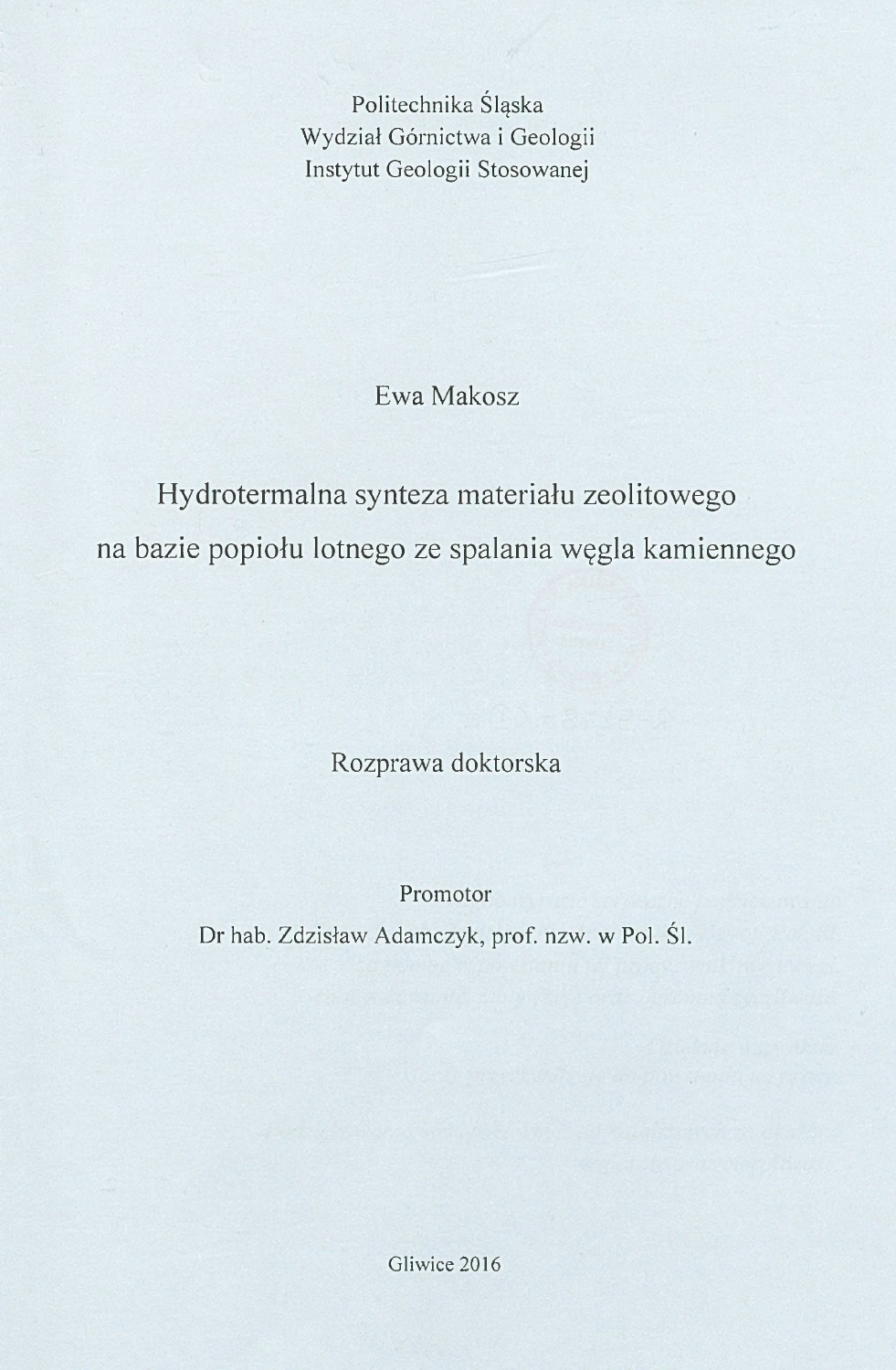Politechnika Śląska

Wydział Górnictwa i Geologii

Instytut Geologii Stosowanej

Ewa Makosz

# Hydrotermalna synteza materiału zeolitowego na bazie popiołu lotnego ze spalania węgla kamiennego

Rozprawa doktorska

Promotor

Dr hab. Zdzisław Adamczyk, prof. nzw. w Pol. Śl.

Gliwice 2016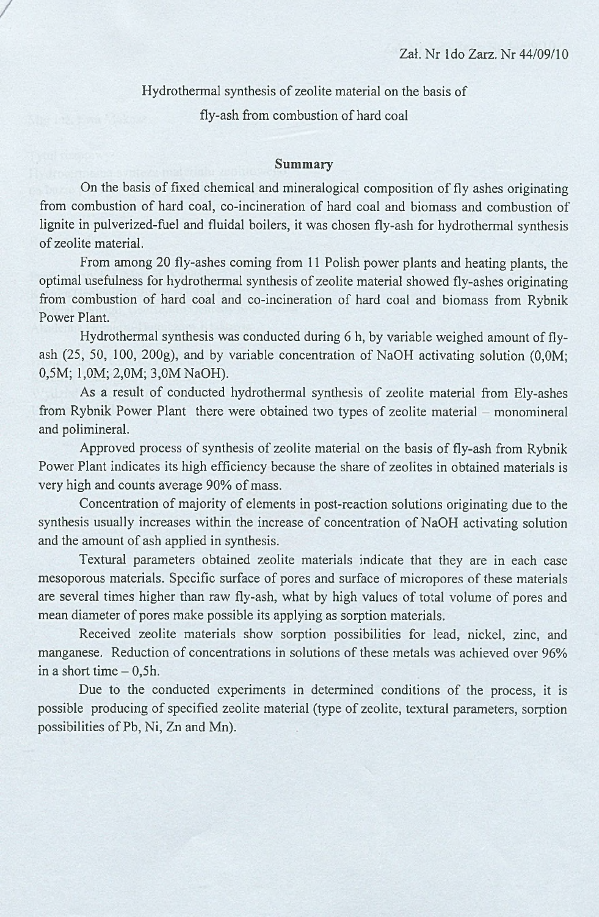Zał. Nr 1do Zarz. Nr 44/09/10

Hydrothermal synthesis of zeolite material on the basis of fly-ash from combustion of hard coal

## Summary

On the basis of fixed chemical and mineralogical composition of fly ashes originating from combustion of hard coal, co-incineration of hard coal and biomass and combustion of lignite in pulverized-fuel and fluidal boilers, it was chosen fly-ash for hydrothermal synthesis of zeolite material.

From among 20 fly-ashes coming from 11 Polish power plants and heating plants, the optimal usefulness for hydrothermal synthesis of zeolite material showed fly-ashes originating from combustion of hard coal and co-incineration of hard coal and biomass from Rybnik Power Plant.

Hydrothermal synthesis was conducted during 6 h, by variable weighed amount of fly-ash (25, 50, 100, 200g), and by variable concentration of NaOH activating solution (0,0M; 0,5M; 1,0M; 2,0M; 3,0M NaOH).

As a result of conducted hydrothermal synthesis of zeolite material from Ely-ashes from Rybnik Power Plant there were obtained two types of zeolite material – monomineral and polimineral.

Approved process of synthesis of zeolite material on the basis of fly-ash from Rybnik Power Plant indicates its high efficiency because the share of zeolites in obtained materials is very high and counts average 90% of mass.

Concentration of majority of elements in post-reaction solutions originating due to the synthesis usually increases within the increase of concentration of NaOH activating solution and the amount of ash applied in synthesis.

Textural parameters obtained zeolite materials indicate that they are in each case mesoporous materials. Specific surface of pores and surface of micropores of these materials are several times higher than raw fly-ash, what by high values of total volume of pores and mean diameter of pores make possible its applying as sorption materials.

Received zeolite materials show sorption possibilities for lead, nickel, zinc, and manganese. Reduction of concentrations in solutions of these metals was achieved over 96% in a short time – 0,5h.

Due to the conducted experiments in determined conditions of the process, it is possible producing of specified zeolite material (type of zeolite, textural parameters, sorption possibilities of Pb, Ni, Zn and Mn).